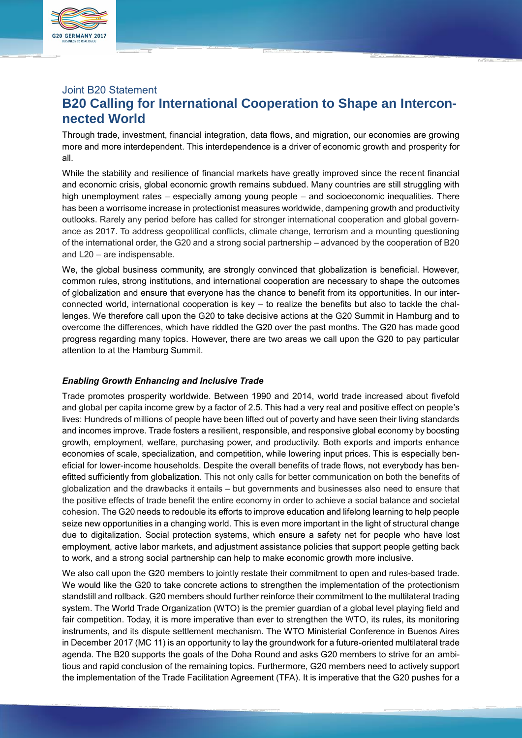Joint B20 Statement

# B20 Calling for International Cooperation to Shape an Interconnected World

Through trade, investment, financial integration, data flows, and migration, our economies are growing more and more interdependent. This interdependence is a driver of economic growth and prosperity for all.

While the stability and resilience of financial markets have greatly improved since the recent financial and economic crisis, global economic growth remains subdued. Many countries are still struggling with high unemployment rates – especially among young people – and socioeconomic inequalities. There has been a worrisome increase in protectionist measures worldwide, dampening growth and productivity outlooks. Rarely any period before has called for stronger international cooperation and global governance as 2017. To address geopolitical conflicts, climate change, terrorism and a mounting questioning of the international order, the G20 and a strong social partnership – advanced by the cooperation of B20 and L20 – are indispensable.

We, the global business community, are strongly convinced that globalization is beneficial. However, common rules, strong institutions, and international cooperation are necessary to shape the outcomes of globalization and ensure that everyone has the chance to benefit from its opportunities. In our interconnected world, international cooperation is key – to realize the benefits but also to tackle the challenges. We therefore call upon the G20 to take decisive actions at the G20 Summit in Hamburg and to overcome the differences, which have riddled the G20 over the past months. The G20 has made good progress regarding many topics. However, there are two areas we call upon the G20 to pay particular attention to at the Hamburg Summit.

### *Enabling Growth Enhancing and Inclusive Trade*

Trade promotes prosperity worldwide. Between 1990 and 2014, world trade increased about fivefold and global per capita income grew by a factor of 2.5. This had a very real and positive effect on people's lives: Hundreds of millions of people have been lifted out of poverty and have seen their living standards and incomes improve. Trade fosters a resilient, responsible, and responsive global economy by boosting growth, employment, welfare, purchasing power, and productivity. Both exports and imports enhance economies of scale, specialization, and competition, while lowering input prices. This is especially beneficial for lower-income households. Despite the overall benefits of trade flows, not everybody has benefitted sufficiently from globalization. This not only calls for better communication on both the benefits of globalization and the drawbacks it entails – but governments and businesses also need to ensure that the positive effects of trade benefit the entire economy in order to achieve a social balance and societal cohesion. The G20 needs to redouble its efforts to improve education and lifelong learning to help people seize new opportunities in a changing world. This is even more important in the light of structural change due to digitalization. Social protection systems, which ensure a safety net for people who have lost employment, active labor markets, and adjustment assistance policies that support people getting back to work, and a strong social partnership can help to make economic growth more inclusive.

We also call upon the G20 members to jointly restate their commitment to open and rules-based trade. We would like the G20 to take concrete actions to strengthen the implementation of the protectionism standstill and rollback. G20 members should further reinforce their commitment to the multilateral trading system. The World Trade Organization (WTO) is the premier guardian of a global level playing field and fair competition. Today, it is more imperative than ever to strengthen the WTO, its rules, its monitoring instruments, and its dispute settlement mechanism. The WTO Ministerial Conference in Buenos Aires in December 2017 (MC 11) is an opportunity to lay the groundwork for a future-oriented multilateral trade agenda. The B20 supports the goals of the Doha Round and asks G20 members to strive for an ambitious and rapid conclusion of the remaining topics. Furthermore, G20 members need to actively support the implementation of the Trade Facilitation Agreement (TFA). It is imperative that the G20 pushes for a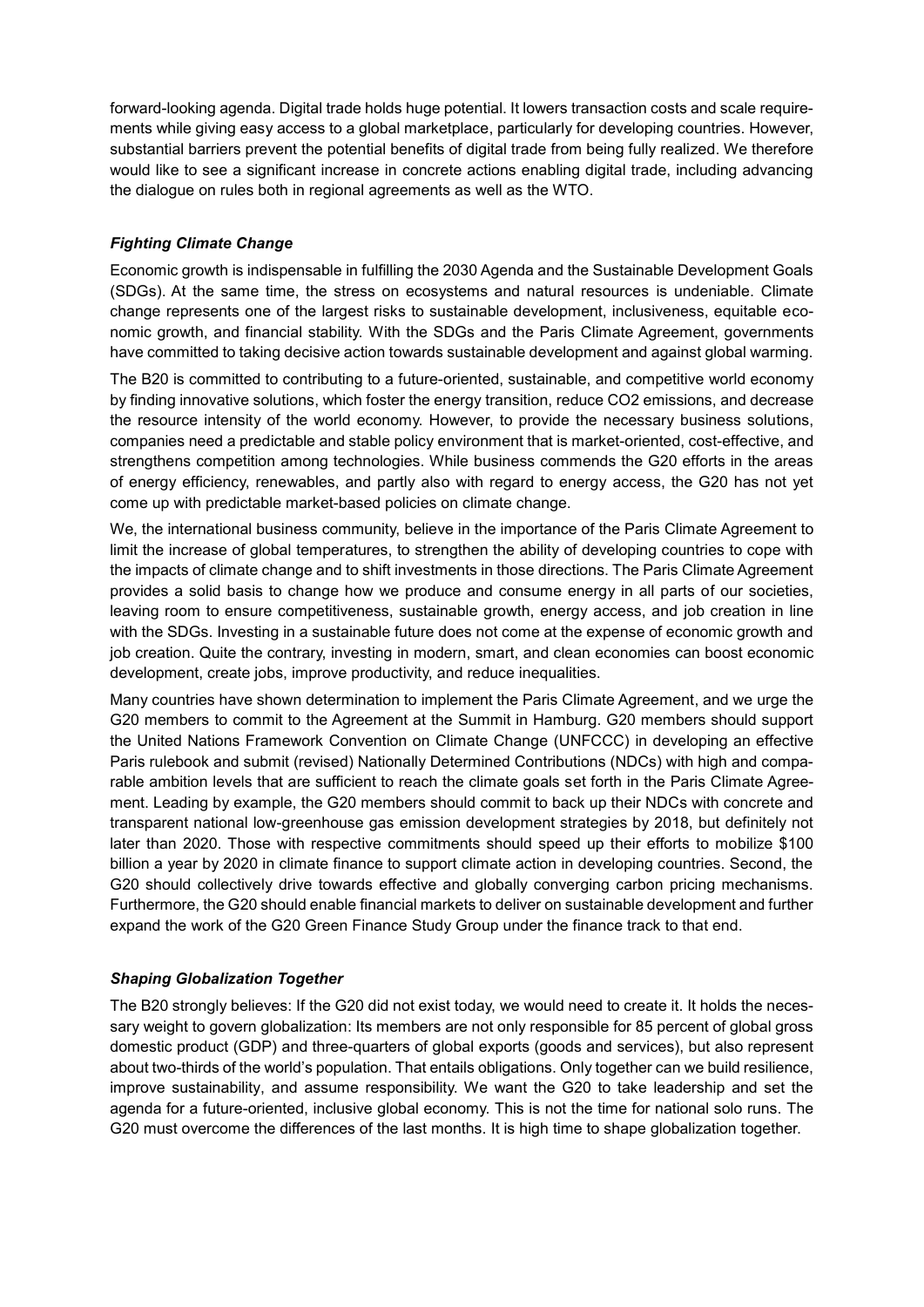forward-looking agenda. Digital trade holds huge potential. It lowers transaction costs and scale requirements while giving easy access to a global marketplace, particularly for developing countries. However, substantial barriers prevent the potential benefits of digital trade from being fully realized. We therefore would like to see a significant increase in concrete actions enabling digital trade, including advancing the dialogue on rules both in regional agreements as well as the WTO.

### *Fighting Climate Change*

Economic growth is indispensable in fulfilling the 2030 Agenda and the Sustainable Development Goals (SDGs). At the same time, the stress on ecosystems and natural resources is undeniable. Climate change represents one of the largest risks to sustainable development, inclusiveness, equitable economic growth, and financial stability. With the SDGs and the Paris Climate Agreement, governments have committed to taking decisive action towards sustainable development and against global warming.

The B20 is committed to contributing to a future-oriented, sustainable, and competitive world economy by finding innovative solutions, which foster the energy transition, reduce $CO_2$ emissions, and decrease the resource intensity of the world economy. However, to provide the necessary business solutions, companies need a predictable and stable policy environment that is market-oriented, cost-effective, and strengthens competition among technologies. While business commends the G20 efforts in the areas of energy efficiency, renewables, and partly also with regard to energy access, the G20 has not yet come up with predictable market-based policies on climate change.

We, the international business community, believe in the importance of the Paris Climate Agreement to limit the increase of global temperatures, to strengthen the ability of developing countries to cope with the impacts of climate change and to shift investments in those directions. The Paris Climate Agreement provides a solid basis to change how we produce and consume energy in all parts of our societies, leaving room to ensure competitiveness, sustainable growth, energy access, and job creation in line with the SDGs. Investing in a sustainable future does not come at the expense of economic growth and job creation. Quite the contrary, investing in modern, smart, and clean economies can boost economic development, create jobs, improve productivity, and reduce inequalities.

Many countries have shown determination to implement the Paris Climate Agreement, and we urge the G20 members to commit to the Agreement at the Summit in Hamburg. G20 members should support the United Nations Framework Convention on Climate Change (UNFCCC) in developing an effective Paris rulebook and submit (revised) Nationally Determined Contributions (NDCs) with high and comparable ambition levels that are sufficient to reach the climate goals set forth in the Paris Climate Agreement. Leading by example, the G20 members should commit to back up their NDCs with concrete and transparent national low-greenhouse gas emission development strategies by 2018, but definitely not later than 2020. Those with respective commitments should speed up their efforts to mobilize $100 billion a year by 2020 in climate finance to support climate action in developing countries. Second, the G20 should collectively drive towards effective and globally converging carbon pricing mechanisms. Furthermore, the G20 should enable financial markets to deliver on sustainable development and further expand the work of the G20 Green Finance Study Group under the finance track to that end.

### *Shaping Globalization Together*

The B20 strongly believes: If the G20 did not exist today, we would need to create it. It holds the necessary weight to govern globalization: Its members are not only responsible for 85 percent of global gross domestic product (GDP) and three-quarters of global exports (goods and services), but also represent about two-thirds of the world's population. That entails obligations. Only together can we build resilience, improve sustainability, and assume responsibility. We want the G20 to take leadership and set the agenda for a future-oriented, inclusive global economy. This is not the time for national solo runs. The G20 must overcome the differences of the last months. It is high time to shape globalization together.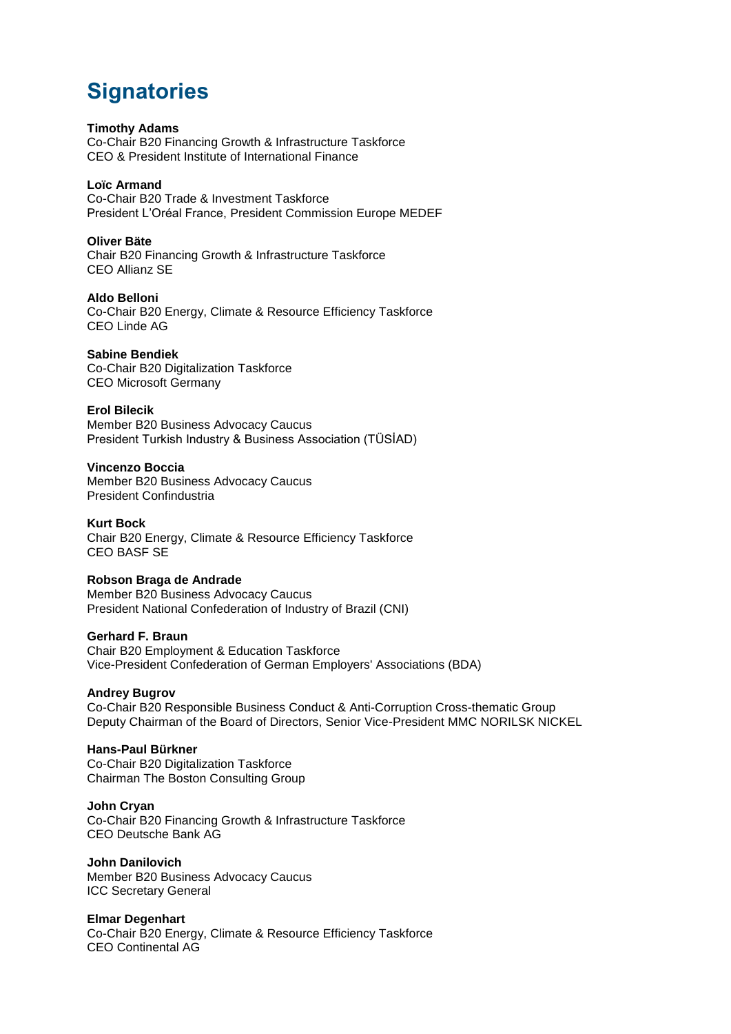# Signatories

**Timothy Adams**
Co-Chair B20 Financing Growth & Infrastructure Taskforce
CEO & President Institute of International Finance

**Loïc Armand**
Co-Chair B20 Trade & Investment Taskforce
President L'Oréal France, President Commission Europe MEDEF

**Oliver Bäte**
Chair B20 Financing Growth & Infrastructure Taskforce
CEO Allianz SE

**Aldo Belloni**
Co-Chair B20 Energy, Climate & Resource Efficiency Taskforce
CEO Linde AG

**Sabine Bendiek**
Co-Chair B20 Digitalization Taskforce
CEO Microsoft Germany

**Erol Bilecik**
Member B20 Business Advocacy Caucus
President Turkish Industry & Business Association (TÜSİAD)

**Vincenzo Boccia**
Member B20 Business Advocacy Caucus
President Confindustria

**Kurt Bock**
Chair B20 Energy, Climate & Resource Efficiency Taskforce
CEO BASF SE

**Robson Braga de Andrade**
Member B20 Business Advocacy Caucus
President National Confederation of Industry of Brazil (CNI)

**Gerhard F. Braun**
Chair B20 Employment & Education Taskforce
Vice-President Confederation of German Employers' Associations (BDA)

**Andrey Bugrov**
Co-Chair B20 Responsible Business Conduct & Anti-Corruption Cross-thematic Group
Deputy Chairman of the Board of Directors, Senior Vice-President MMC NORILSK NICKEL

**Hans-Paul Bürkner**
Co-Chair B20 Digitalization Taskforce
Chairman The Boston Consulting Group

**John Cryan**
Co-Chair B20 Financing Growth & Infrastructure Taskforce
CEO Deutsche Bank AG

**John Danilovich**
Member B20 Business Advocacy Caucus
ICC Secretary General

**Elmar Degenhart**
Co-Chair B20 Energy, Climate & Resource Efficiency Taskforce
CEO Continental AG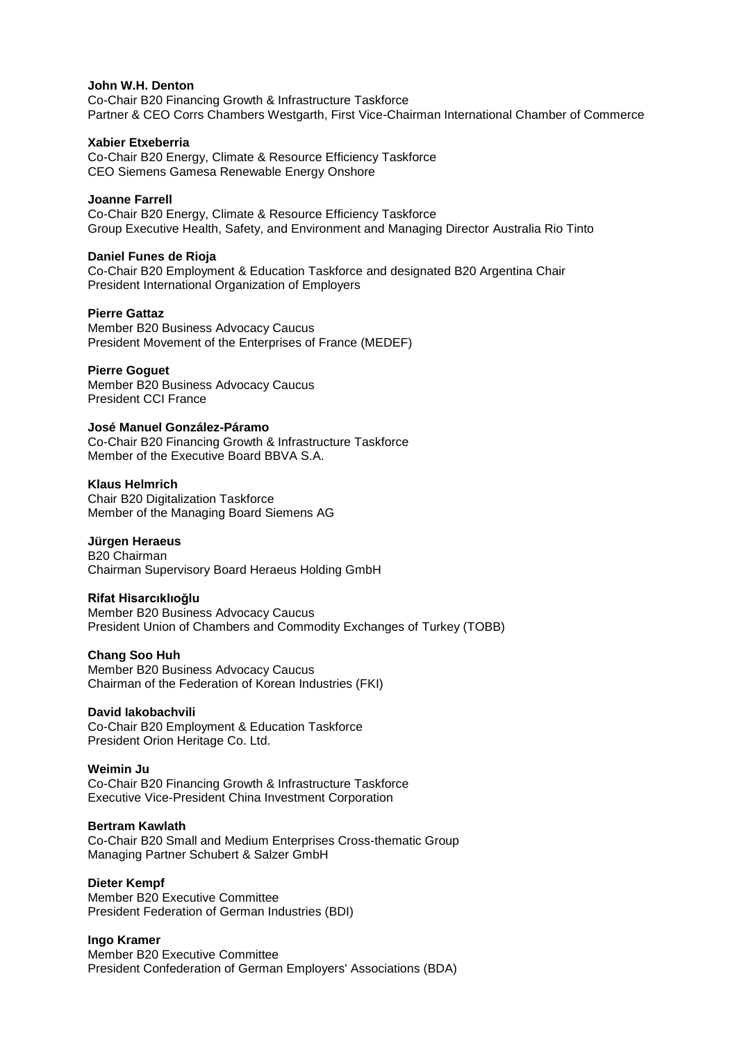**John W.H. Denton**
Co-Chair B20 Financing Growth & Infrastructure Taskforce
Partner & CEO Corrs Chambers Westgarth, First Vice-Chairman International Chamber of Commerce

**Xabier Etxeberria**
Co-Chair B20 Energy, Climate & Resource Efficiency Taskforce
CEO Siemens Gamesa Renewable Energy Onshore

**Joanne Farrell**
Co-Chair B20 Energy, Climate & Resource Efficiency Taskforce
Group Executive Health, Safety, and Environment and Managing Director Australia Rio Tinto

**Daniel Funes de Rioja**
Co-Chair B20 Employment & Education Taskforce and designated B20 Argentina Chair
President International Organization of Employers

**Pierre Gattaz**
Member B20 Business Advocacy Caucus
President Movement of the Enterprises of France (MEDEF)

**Pierre Goguet**
Member B20 Business Advocacy Caucus
President CCI France

**José Manuel González-Páramo**
Co-Chair B20 Financing Growth & Infrastructure Taskforce
Member of the Executive Board BBVA S.A.

**Klaus Helmrich**
Chair B20 Digitalization Taskforce
Member of the Managing Board Siemens AG

**Jürgen Heraeus**
B20 Chairman
Chairman Supervisory Board Heraeus Holding GmbH

**Rifat Hisarcıklıoğlu**
Member B20 Business Advocacy Caucus
President Union of Chambers and Commodity Exchanges of Turkey (TOBB)

**Chang Soo Huh**
Member B20 Business Advocacy Caucus
Chairman of the Federation of Korean Industries (FKI)

**David Iakobachvili**
Co-Chair B20 Employment & Education Taskforce
President Orion Heritage Co. Ltd.

**Weimin Ju**
Co-Chair B20 Financing Growth & Infrastructure Taskforce
Executive Vice-President China Investment Corporation

**Bertram Kawlath**
Co-Chair B20 Small and Medium Enterprises Cross-thematic Group
Managing Partner Schubert & Salzer GmbH

**Dieter Kempf**
Member B20 Executive Committee
President Federation of German Industries (BDI)

**Ingo Kramer**
Member B20 Executive Committee
President Confederation of German Employers' Associations (BDA)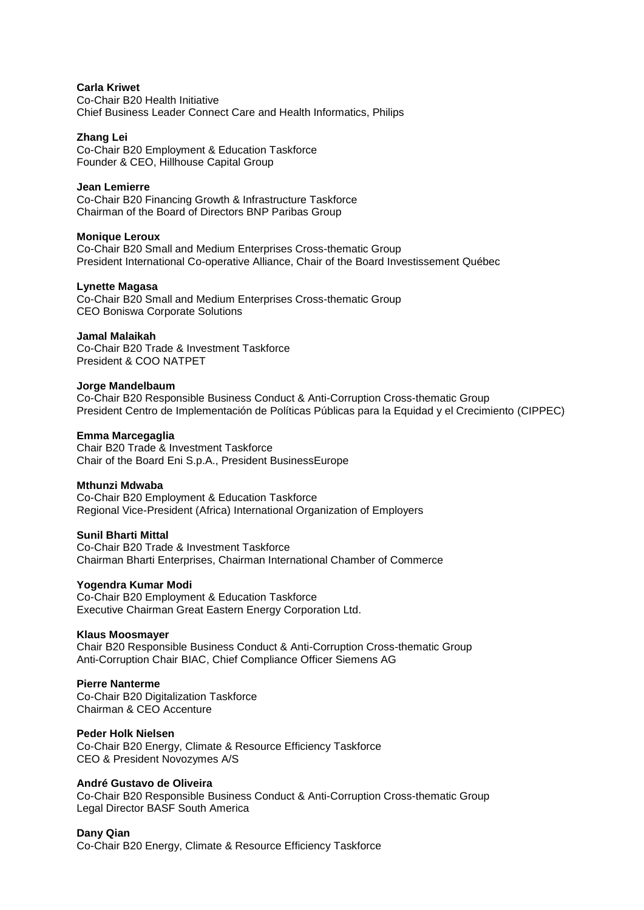**Carla Kriwet**
Co-Chair B20 Health Initiative
Chief Business Leader Connect Care and Health Informatics, Philips

**Zhang Lei**
Co-Chair B20 Employment & Education Taskforce
Founder & CEO, Hillhouse Capital Group

**Jean Lemierre**
Co-Chair B20 Financing Growth & Infrastructure Taskforce
Chairman of the Board of Directors BNP Paribas Group

**Monique Leroux**
Co-Chair B20 Small and Medium Enterprises Cross-thematic Group
President International Co-operative Alliance, Chair of the Board Investissement Québec

**Lynette Magasa**
Co-Chair B20 Small and Medium Enterprises Cross-thematic Group
CEO Boniswa Corporate Solutions

**Jamal Malaikah**
Co-Chair B20 Trade & Investment Taskforce
President & COO NATPET

**Jorge Mandelbaum**
Co-Chair B20 Responsible Business Conduct & Anti-Corruption Cross-thematic Group
President Centro de Implementación de Políticas Públicas para la Equidad y el Crecimiento (CIPPEC)

**Emma Marcegaglia**
Chair B20 Trade & Investment Taskforce
Chair of the Board Eni S.p.A., President BusinessEurope

**Mthunzi Mdwaba**
Co-Chair B20 Employment & Education Taskforce
Regional Vice-President (Africa) International Organization of Employers

**Sunil Bharti Mittal**
Co-Chair B20 Trade & Investment Taskforce
Chairman Bharti Enterprises, Chairman International Chamber of Commerce

**Yogendra Kumar Modi**
Co-Chair B20 Employment & Education Taskforce
Executive Chairman Great Eastern Energy Corporation Ltd.

**Klaus Moosmayer**
Chair B20 Responsible Business Conduct & Anti-Corruption Cross-thematic Group
Anti-Corruption Chair BIAC, Chief Compliance Officer Siemens AG

**Pierre Nanterme**
Co-Chair B20 Digitalization Taskforce
Chairman & CEO Accenture

**Peder Holk Nielsen**
Co-Chair B20 Energy, Climate & Resource Efficiency Taskforce
CEO & President Novozymes A/S

**André Gustavo de Oliveira**
Co-Chair B20 Responsible Business Conduct & Anti-Corruption Cross-thematic Group
Legal Director BASF South America

**Dany Qian**
Co-Chair B20 Energy, Climate & Resource Efficiency Taskforce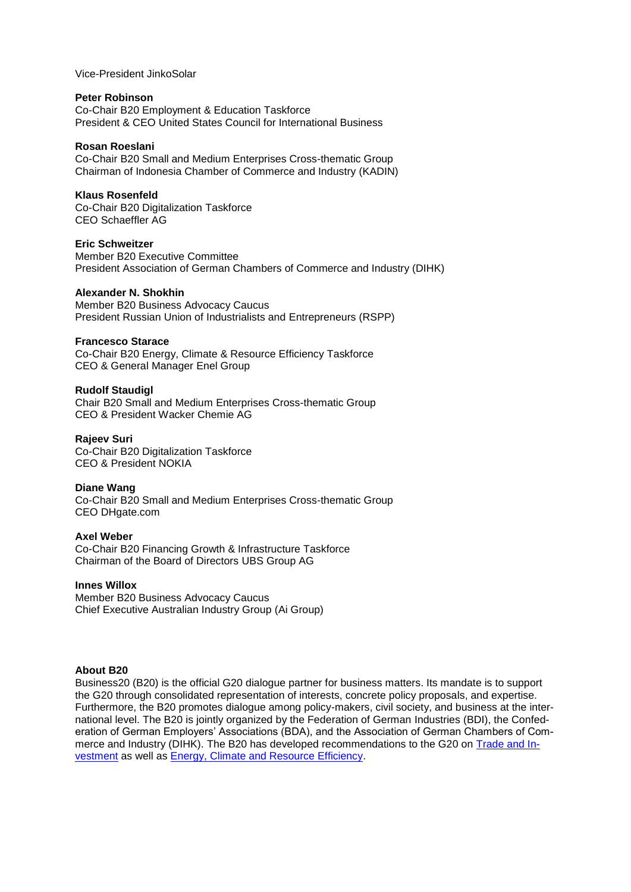Vice-President JinkoSolar

**Peter Robinson**
Co-Chair B20 Employment & Education Taskforce
President & CEO United States Council for International Business

**Rosan Roeslani**
Co-Chair B20 Small and Medium Enterprises Cross-thematic Group
Chairman of Indonesia Chamber of Commerce and Industry (KADIN)

**Klaus Rosenfeld**
Co-Chair B20 Digitalization Taskforce
CEO Schaeffler AG

**Eric Schweitzer**
Member B20 Executive Committee
President Association of German Chambers of Commerce and Industry (DIHK)

**Alexander N. Shokhin**
Member B20 Business Advocacy Caucus
President Russian Union of Industrialists and Entrepreneurs (RSPP)

**Francesco Starace**
Co-Chair B20 Energy, Climate & Resource Efficiency Taskforce
CEO & General Manager Enel Group

**Rudolf Staudigl**
Chair B20 Small and Medium Enterprises Cross-thematic Group
CEO & President Wacker Chemie AG

**Rajeev Suri**
Co-Chair B20 Digitalization Taskforce
CEO & President NOKIA

**Diane Wang**
Co-Chair B20 Small and Medium Enterprises Cross-thematic Group
CEO DHgate.com

**Axel Weber**
Co-Chair B20 Financing Growth & Infrastructure Taskforce
Chairman of the Board of Directors UBS Group AG

**Innes Willox**
Member B20 Business Advocacy Caucus
Chief Executive Australian Industry Group (Ai Group)

**About B20**
Business20 (B20) is the official G20 dialogue partner for business matters. Its mandate is to support the G20 through consolidated representation of interests, concrete policy proposals, and expertise. Furthermore, the B20 promotes dialogue among policy-makers, civil society, and business at the international level. The B20 is jointly organized by the Federation of German Industries (BDI), the Confederation of German Employers' Associations (BDA), and the Association of German Chambers of Commerce and Industry (DIHK). The B20 has developed recommendations to the G20 on Trade and Investment as well as Energy, Climate and Resource Efficiency.